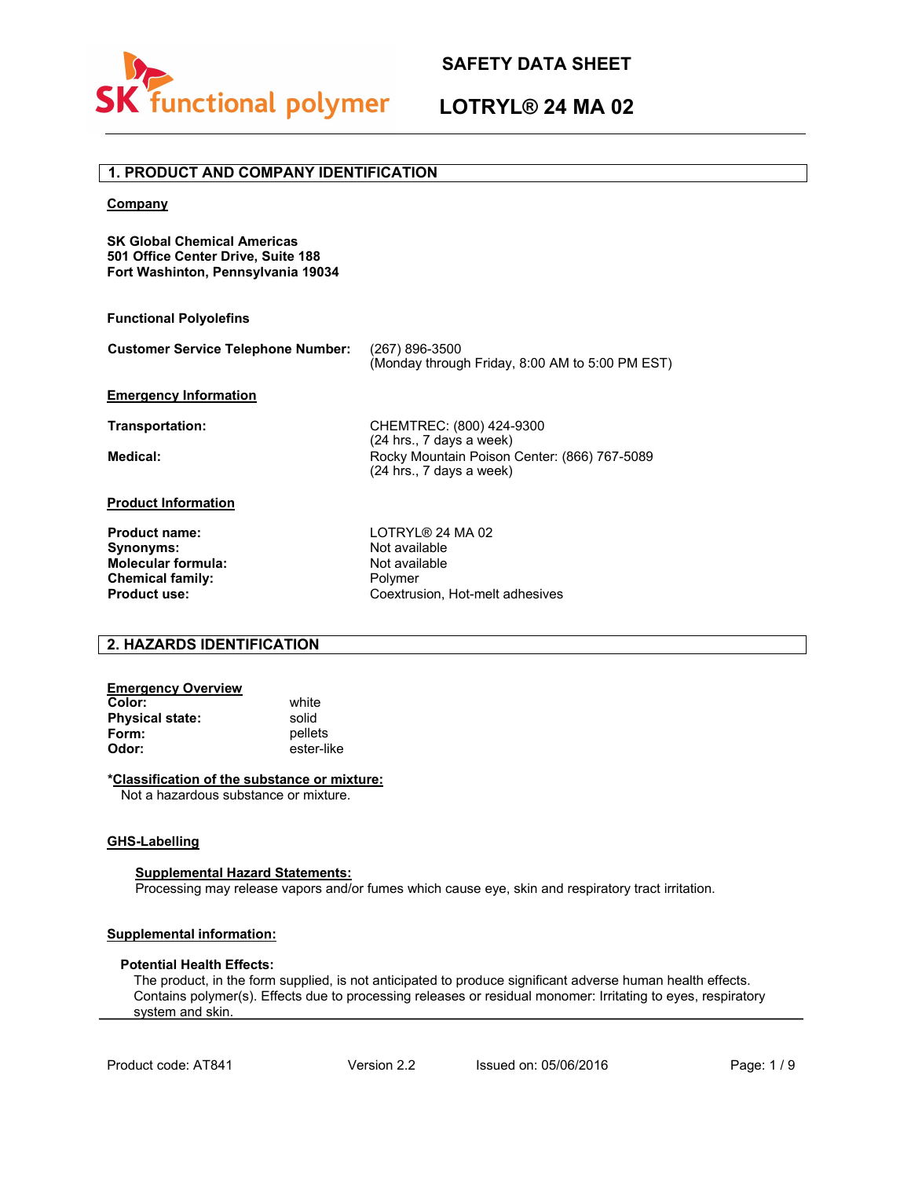# SAFETY DATA SHEET

# LOTRYL® 24 MA 02

## 1. PRODUCT AND COMPANY IDENTIFICATION

**Company**

**SK Global Chemical Americas**
**501 Office Center Drive, Suite 188**
**Fort Washinton, Pennsylvania 19034**

**Functional Polyolefins**

**Customer Service Telephone Number:** (267) 896-3500
(Monday through Friday, 8:00 AM to 5:00 PM EST)

**Emergency Information**

**Transportation:** CHEMTREC: (800) 424-9300
(24 hrs., 7 days a week)

**Medical:** Rocky Mountain Poison Center: (866) 767-5089
(24 hrs., 7 days a week)

**Product Information**

**Product name:** LOTRYL® 24 MA 02
**Synonyms:** Not available
**Molecular formula:** Not available
**Chemical family:** Polymer
**Product use:** Coextrusion, Hot-melt adhesives

## 2. HAZARDS IDENTIFICATION

**Emergency Overview**
**Color:** white
**Physical state:** solid
**Form:** pellets
**Odor:** ester-like

***Classification of the substance or mixture:**
Not a hazardous substance or mixture.

**GHS-Labelling**

**Supplemental Hazard Statements:**
Processing may release vapors and/or fumes which cause eye, skin and respiratory tract irritation.

**Supplemental information:**

**Potential Health Effects:**
The product, in the form supplied, is not anticipated to produce significant adverse human health effects. Contains polymer(s). Effects due to processing releases or residual monomer: Irritating to eyes, respiratory system and skin.

Product code: AT841 Version 2.2 Issued on: 05/06/2016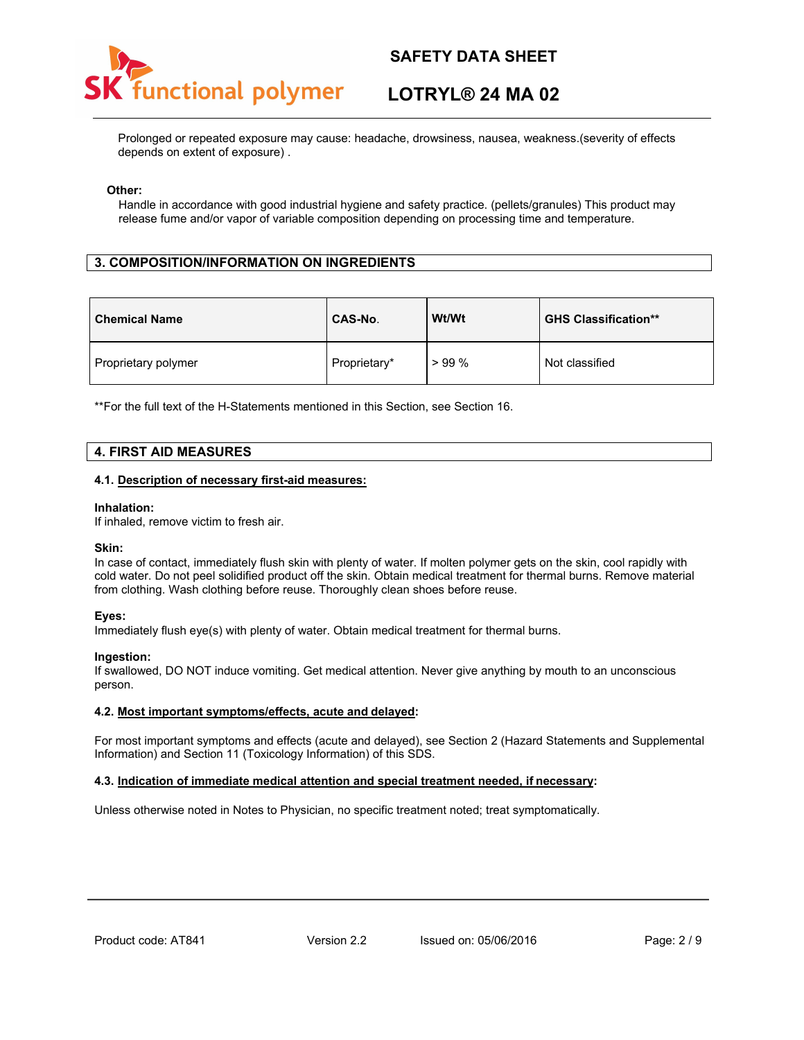Prolonged or repeated exposure may cause: headache, drowsiness, nausea, weakness.(severity of effects depends on extent of exposure) .

**Other:**

Handle in accordance with good industrial hygiene and safety practice. (pellets/granules) This product may release fume and/or vapor of variable composition depending on processing time and temperature.

## 3. COMPOSITION/INFORMATION ON INGREDIENTS

| Chemical Name | CAS-No. | Wt/Wt | GHS Classification** |
|---|---|---|---|
| Proprietary polymer | Proprietary* | > 99 % | Not classified |

**For the full text of the H-Statements mentioned in this Section, see Section 16.

## 4. FIRST AID MEASURES

### 4.1. Description of necessary first-aid measures:

**Inhalation:**
If inhaled, remove victim to fresh air.

**Skin:**
In case of contact, immediately flush skin with plenty of water. If molten polymer gets on the skin, cool rapidly with cold water. Do not peel solidified product off the skin. Obtain medical treatment for thermal burns. Remove material from clothing. Wash clothing before reuse. Thoroughly clean shoes before reuse.

**Eyes:**
Immediately flush eye(s) with plenty of water. Obtain medical treatment for thermal burns.

**Ingestion:**
If swallowed, DO NOT induce vomiting. Get medical attention. Never give anything by mouth to an unconscious person.

### 4.2. Most important symptoms/effects, acute and delayed:

For most important symptoms and effects (acute and delayed), see Section 2 (Hazard Statements and Supplemental Information) and Section 11 (Toxicology Information) of this SDS.

### 4.3. Indication of immediate medical attention and special treatment needed, if necessary:

Unless otherwise noted in Notes to Physician, no specific treatment noted; treat symptomatically.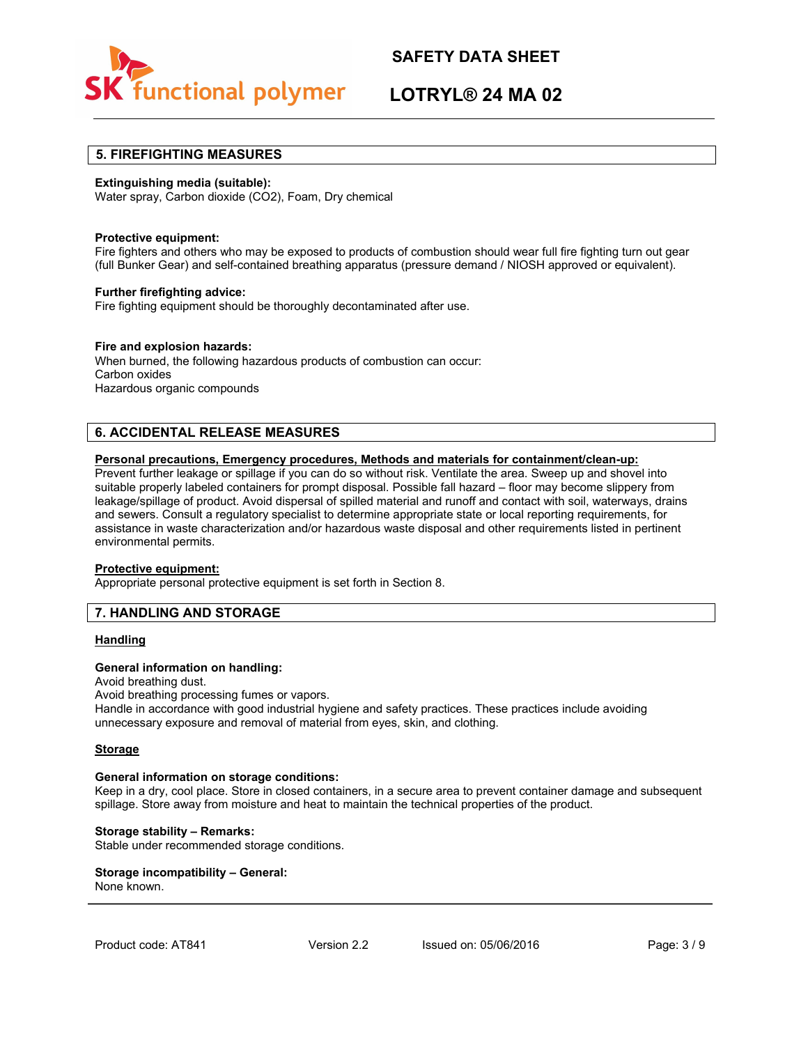## 5. FIREFIGHTING MEASURES

**Extinguishing media (suitable):**
Water spray, Carbon dioxide ($CO_2$), Foam, Dry chemical

**Protective equipment:**
Fire fighters and others who may be exposed to products of combustion should wear full fire fighting turn out gear (full Bunker Gear) and self-contained breathing apparatus (pressure demand / NIOSH approved or equivalent).

**Further firefighting advice:**
Fire fighting equipment should be thoroughly decontaminated after use.

**Fire and explosion hazards:**
When burned, the following hazardous products of combustion can occur:
Carbon oxides
Hazardous organic compounds

## 6. ACCIDENTAL RELEASE MEASURES

**Personal precautions, Emergency procedures, Methods and materials for containment/clean-up:**
Prevent further leakage or spillage if you can do so without risk. Ventilate the area. Sweep up and shovel into suitable properly labeled containers for prompt disposal. Possible fall hazard – floor may become slippery from leakage/spillage of product. Avoid dispersal of spilled material and runoff and contact with soil, waterways, drains and sewers. Consult a regulatory specialist to determine appropriate state or local reporting requirements, for assistance in waste characterization and/or hazardous waste disposal and other requirements listed in pertinent environmental permits.

**Protective equipment:**
Appropriate personal protective equipment is set forth in Section 8.

## 7. HANDLING AND STORAGE

**Handling**

**General information on handling:**
Avoid breathing dust.
Avoid breathing processing fumes or vapors.
Handle in accordance with good industrial hygiene and safety practices. These practices include avoiding unnecessary exposure and removal of material from eyes, skin, and clothing.

**Storage**

**General information on storage conditions:**
Keep in a dry, cool place. Store in closed containers, in a secure area to prevent container damage and subsequent spillage. Store away from moisture and heat to maintain the technical properties of the product.

**Storage stability – Remarks:**
Stable under recommended storage conditions.

**Storage incompatibility – General:**
None known.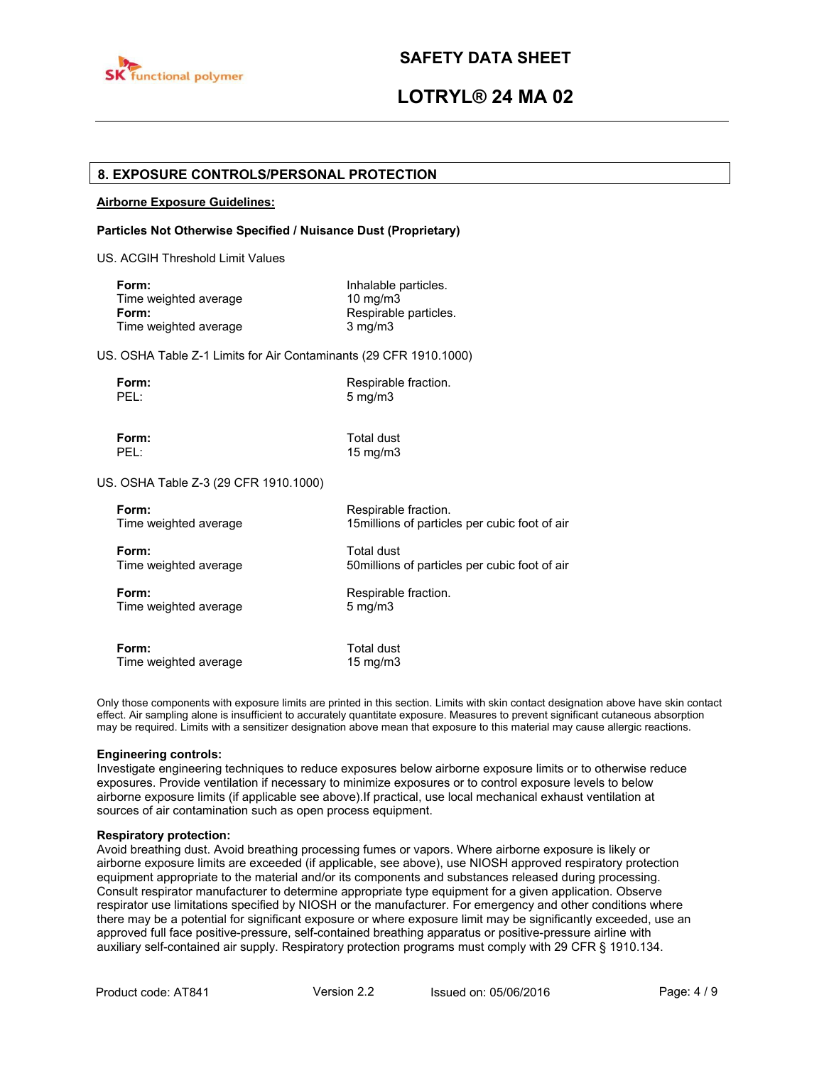## 8. EXPOSURE CONTROLS/PERSONAL PROTECTION

**Airborne Exposure Guidelines:**

**Particles Not Otherwise Specified / Nuisance Dust (Proprietary)**

US. ACGIH Threshold Limit Values

| | |
|---|---|
| **Form:** | Inhalable particles. |
| Time weighted average | 10 mg/m3 |
| **Form:** | Respirable particles. |
| Time weighted average | 3 mg/m3 |

US. OSHA Table Z-1 Limits for Air Contaminants (29 CFR 1910.1000)

| | |
|---|---|
| **Form:** | Respirable fraction. |
| PEL: | 5 mg/m3 |
| **Form:** | Total dust |
| PEL: | 15 mg/m3 |

US. OSHA Table Z-3 (29 CFR 1910.1000)

| | |
|---|---|
| **Form:** | Respirable fraction. |
| Time weighted average | 15millions of particles per cubic foot of air |
| **Form:** | Total dust |
| Time weighted average | 50millions of particles per cubic foot of air |
| **Form:** | Respirable fraction. |
| Time weighted average | 5 mg/m3 |
| **Form:** | Total dust |
| Time weighted average | 15 mg/m3 |

Only those components with exposure limits are printed in this section. Limits with skin contact designation above have skin contact effect. Air sampling alone is insufficient to accurately quantitate exposure. Measures to prevent significant cutaneous absorption may be required. Limits with a sensitizer designation above mean that exposure to this material may cause allergic reactions.

**Engineering controls:**
Investigate engineering techniques to reduce exposures below airborne exposure limits or to otherwise reduce exposures. Provide ventilation if necessary to minimize exposures or to control exposure levels to below airborne exposure limits (if applicable see above).If practical, use local mechanical exhaust ventilation at sources of air contamination such as open process equipment.

**Respiratory protection:**
Avoid breathing dust. Avoid breathing processing fumes or vapors. Where airborne exposure is likely or airborne exposure limits are exceeded (if applicable, see above), use NIOSH approved respiratory protection equipment appropriate to the material and/or its components and substances released during processing. Consult respirator manufacturer to determine appropriate type equipment for a given application. Observe respirator use limitations specified by NIOSH or the manufacturer. For emergency and other conditions where there may be a potential for significant exposure or where exposure limit may be significantly exceeded, use an approved full face positive-pressure, self-contained breathing apparatus or positive-pressure airline with auxiliary self-contained air supply. Respiratory protection programs must comply with 29 CFR § 1910.134.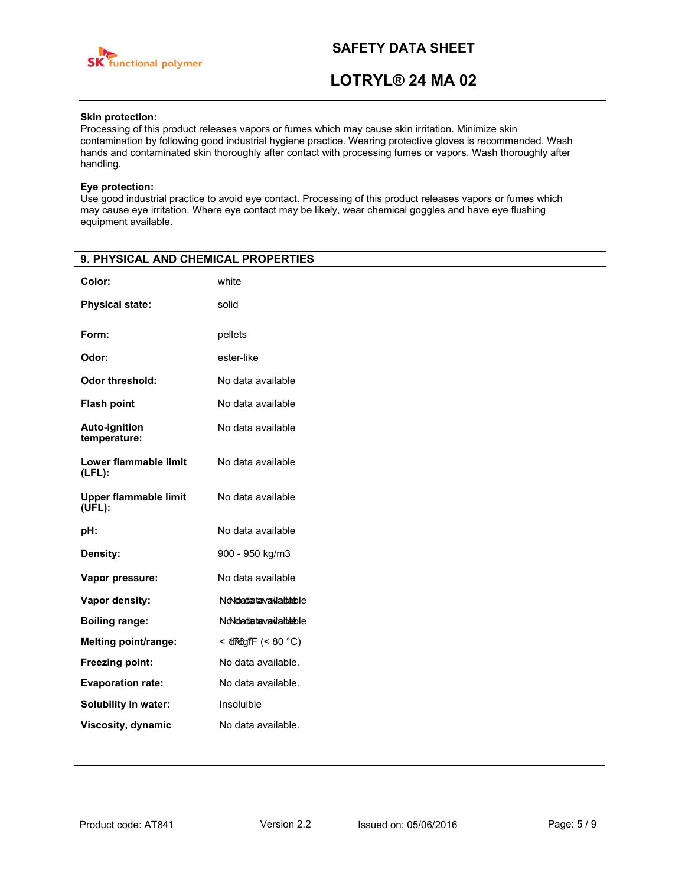**Skin protection:**
Processing of this product releases vapors or fumes which may cause skin irritation. Minimize skin contamination by following good industrial hygiene practice. Wearing protective gloves is recommended. Wash hands and contaminated skin thoroughly after contact with processing fumes or vapors. Wash thoroughly after handling.

**Eye protection:**
Use good industrial practice to avoid eye contact. Processing of this product releases vapors or fumes which may cause eye irritation. Where eye contact may be likely, wear chemical goggles and have eye flushing equipment available.

## 9. PHYSICAL AND CHEMICAL PROPERTIES

| | |
|---|---|
| **Color:** | white |
| **Physical state:** | solid |
| **Form:** | pellets |
| **Odor:** | ester-like |
| **Odor threshold:** | No data available |
| **Flash point** | No data available |
| **Auto-ignition temperature:** | No data available |
| **Lower flammable limit (LFL):** | No data available |
| **Upper flammable limit (UFL):** | No data available |
| **pH:** | No data available |
| **Density:** | 900 - 950 kg/m3 |
| **Vapor pressure:** | No data available |
| **Vapor density:** | No data available |
| **Boiling range:** | No data available |
| **Melting point/range:** | < 176 °F (< 80 °C) |
| **Freezing point:** | No data available. |
| **Evaporation rate:** | No data available. |
| **Solubility in water:** | Insolulble |
| **Viscosity, dynamic** | No data available. |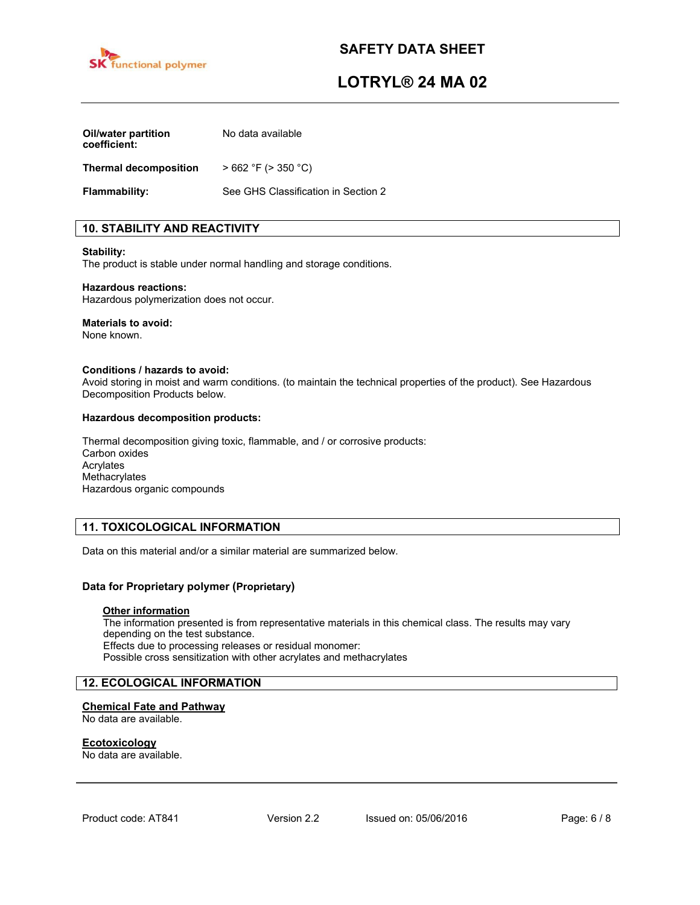| | |
|---|---|
| **Oil/water partition coefficient:** | No data available |
| **Thermal decomposition** | > 662 °F (> 350 °C) |
| **Flammability:** | See GHS Classification in Section 2 |

## 10. STABILITY AND REACTIVITY

**Stability:**
The product is stable under normal handling and storage conditions.

**Hazardous reactions:**
Hazardous polymerization does not occur.

**Materials to avoid:**
None known.

**Conditions / hazards to avoid:**
Avoid storing in moist and warm conditions. (to maintain the technical properties of the product). See Hazardous Decomposition Products below.

**Hazardous decomposition products:**

Thermal decomposition giving toxic, flammable, and / or corrosive products:
Carbon oxides
Acrylates
Methacrylates
Hazardous organic compounds

## 11. TOXICOLOGICAL INFORMATION

Data on this material and/or a similar material are summarized below.

### Data for Proprietary polymer (Proprietary)

**Other information**
The information presented is from representative materials in this chemical class. The results may vary depending on the test substance.
Effects due to processing releases or residual monomer:
Possible cross sensitization with other acrylates and methacrylates

## 12. ECOLOGICAL INFORMATION

**Chemical Fate and Pathway**
No data are available.

**Ecotoxicology**
No data are available.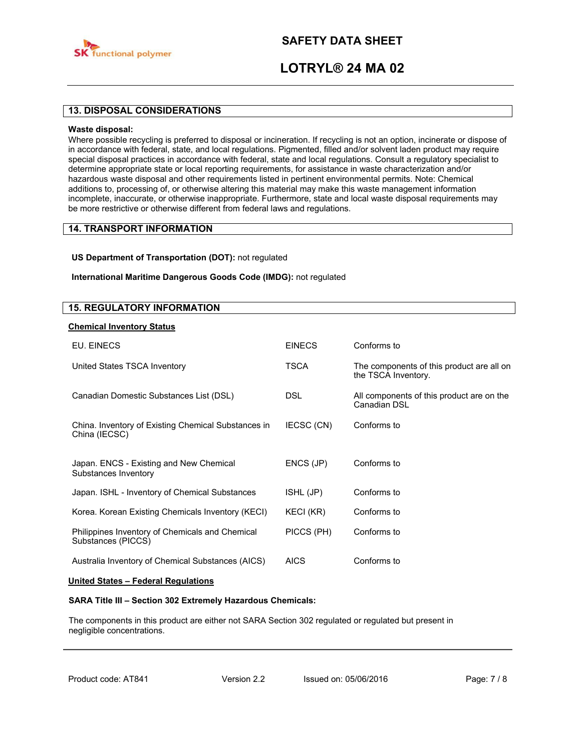## 13. DISPOSAL CONSIDERATIONS

**Waste disposal:**
Where possible recycling is preferred to disposal or incineration. If recycling is not an option, incinerate or dispose of in accordance with federal, state, and local regulations. Pigmented, filled and/or solvent laden product may require special disposal practices in accordance with federal, state and local regulations. Consult a regulatory specialist to determine appropriate state or local reporting requirements, for assistance in waste characterization and/or hazardous waste disposal and other requirements listed in pertinent environmental permits. Note: Chemical additions to, processing of, or otherwise altering this material may make this waste management information incomplete, inaccurate, or otherwise inappropriate. Furthermore, state and local waste disposal requirements may be more restrictive or otherwise different from federal laws and regulations.

## 14. TRANSPORT INFORMATION

**US Department of Transportation (DOT):** not regulated

**International Maritime Dangerous Goods Code (IMDG):** not regulated

## 15. REGULATORY INFORMATION

**Chemical Inventory Status**

| | | |
|---|---|---|
| EU. EINECS | EINECS | Conforms to |
| United States TSCA Inventory | TSCA | The components of this product are all on the TSCA Inventory. |
| Canadian Domestic Substances List (DSL) | DSL | All components of this product are on the Canadian DSL |
| China. Inventory of Existing Chemical Substances in China (IECSC) | IECSC (CN) | Conforms to |
| Japan. ENCS - Existing and New Chemical Substances Inventory | ENCS (JP) | Conforms to |
| Japan. ISHL - Inventory of Chemical Substances | ISHL (JP) | Conforms to |
| Korea. Korean Existing Chemicals Inventory (KECI) | KECI (KR) | Conforms to |
| Philippines Inventory of Chemicals and Chemical Substances (PICCS) | PICCS (PH) | Conforms to |
| Australia Inventory of Chemical Substances (AICS) | AICS | Conforms to |

**United States – Federal Regulations**

**SARA Title III – Section 302 Extremely Hazardous Chemicals:**

The components in this product are either not SARA Section 302 regulated or regulated but present in negligible concentrations.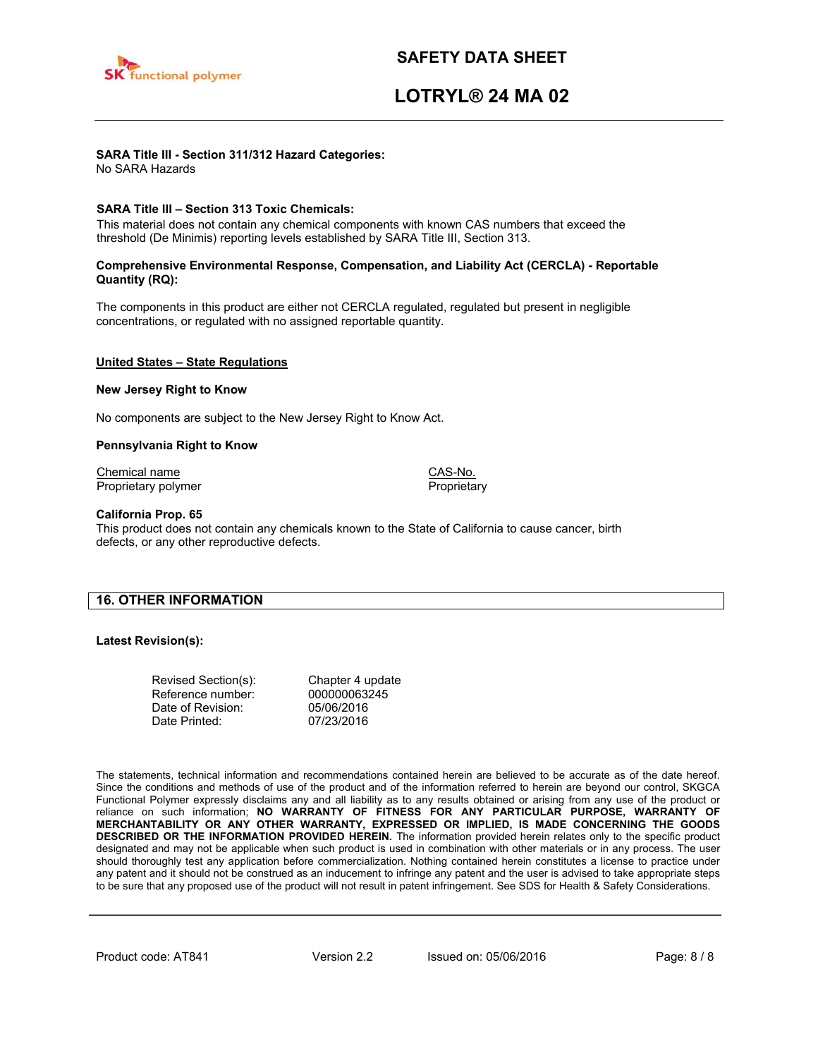**SARA Title III - Section 311/312 Hazard Categories:**
No SARA Hazards

**SARA Title III – Section 313 Toxic Chemicals:**
This material does not contain any chemical components with known CAS numbers that exceed the threshold (De Minimis) reporting levels established by SARA Title III, Section 313.

**Comprehensive Environmental Response, Compensation, and Liability Act (CERCLA) - Reportable Quantity (RQ):**

The components in this product are either not CERCLA regulated, regulated but present in negligible concentrations, or regulated with no assigned reportable quantity.

**United States – State Regulations**

**New Jersey Right to Know**

No components are subject to the New Jersey Right to Know Act.

**Pennsylvania Right to Know**

| Chemical name | CAS-No. |
|---|---|
| Proprietary polymer | Proprietary |

**California Prop. 65**
This product does not contain any chemicals known to the State of California to cause cancer, birth defects, or any other reproductive defects.

## 16. OTHER INFORMATION

**Latest Revision(s):**

| | |
|---|---|
| Revised Section(s): | Chapter 4 update |
| Reference number: | 000000063245 |
| Date of Revision: | 05/06/2016 |
| Date Printed: | 07/23/2016 |

The statements, technical information and recommendations contained herein are believed to be accurate as of the date hereof. Since the conditions and methods of use of the product and of the information referred to herein are beyond our control, SKGCA Functional Polymer expressly disclaims any and all liability as to any results obtained or arising from any use of the product or reliance on such information; **NO WARRANTY OF FITNESS FOR ANY PARTICULAR PURPOSE, WARRANTY OF MERCHANTABILITY OR ANY OTHER WARRANTY, EXPRESSED OR IMPLIED, IS MADE CONCERNING THE GOODS DESCRIBED OR THE INFORMATION PROVIDED HEREIN.** The information provided herein relates only to the specific product designated and may not be applicable when such product is used in combination with other materials or in any process. The user should thoroughly test any application before commercialization. Nothing contained herein constitutes a license to practice under any patent and it should not be construed as an inducement to infringe any patent and the user is advised to take appropriate steps to be sure that any proposed use of the product will not result in patent infringement. See SDS for Health & Safety Considerations.